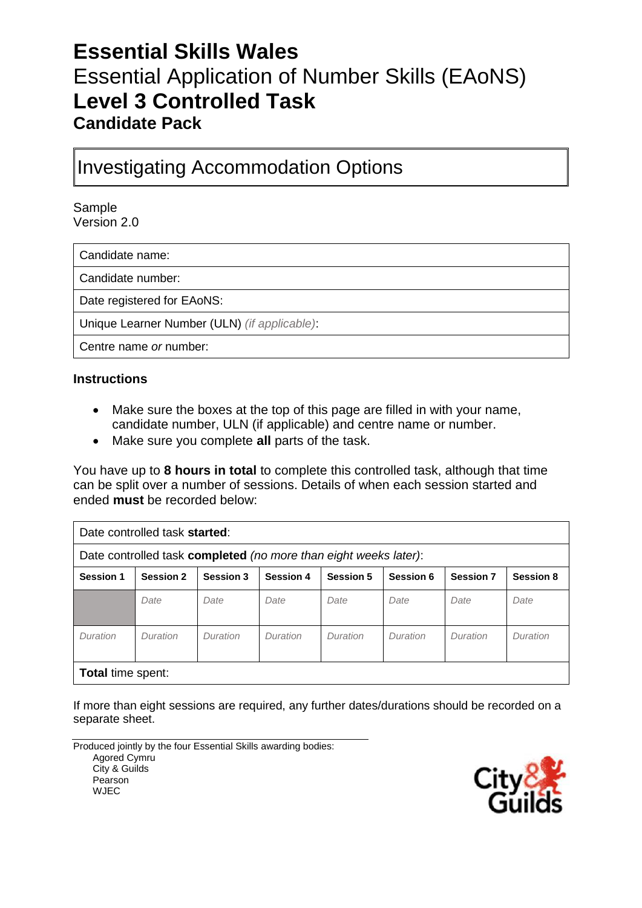# Essential Skills Wales

## Essential Application of Number Skills (EAoNS)

# Level 3 Controlled Task

## Candidate Pack

| Investigating Accommodation Options |
|---|

Sample
Version 2.0

| Candidate name: |
|---|
| Candidate number: |
| Date registered for EAoNS: |
| Unique Learner Number (ULN) *(if applicable)*: |
| Centre name *or* number: |

### Instructions

- Make sure the boxes at the top of this page are filled in with your name, candidate number, ULN (if applicable) and centre name or number.
- Make sure you complete **all** parts of the task.

You have up to **8 hours in total** to complete this controlled task, although that time can be split over a number of sessions. Details of when each session started and ended **must** be recorded below:

| Date controlled task **started**: | | | | | | | |
|---|---|---|---|---|---|---|---|
| Date controlled task **completed** *(no more than eight weeks later)*: | | | | | | | |
| **Session 1** | **Session 2** | **Session 3** | **Session 4** | **Session 5** | **Session 6** | **Session 7** | **Session 8** |
| | *Date* | *Date* | *Date* | *Date* | *Date* | *Date* | *Date* |
| *Duration* | *Duration* | *Duration* | *Duration* | *Duration* | *Duration* | *Duration* | *Duration* |
| **Total** time spent: | | | | | | | |

If more than eight sessions are required, any further dates/durations should be recorded on a separate sheet.

Produced jointly by the four Essential Skills awarding bodies:
Agored Cymru
City & Guilds
Pearson
WJEC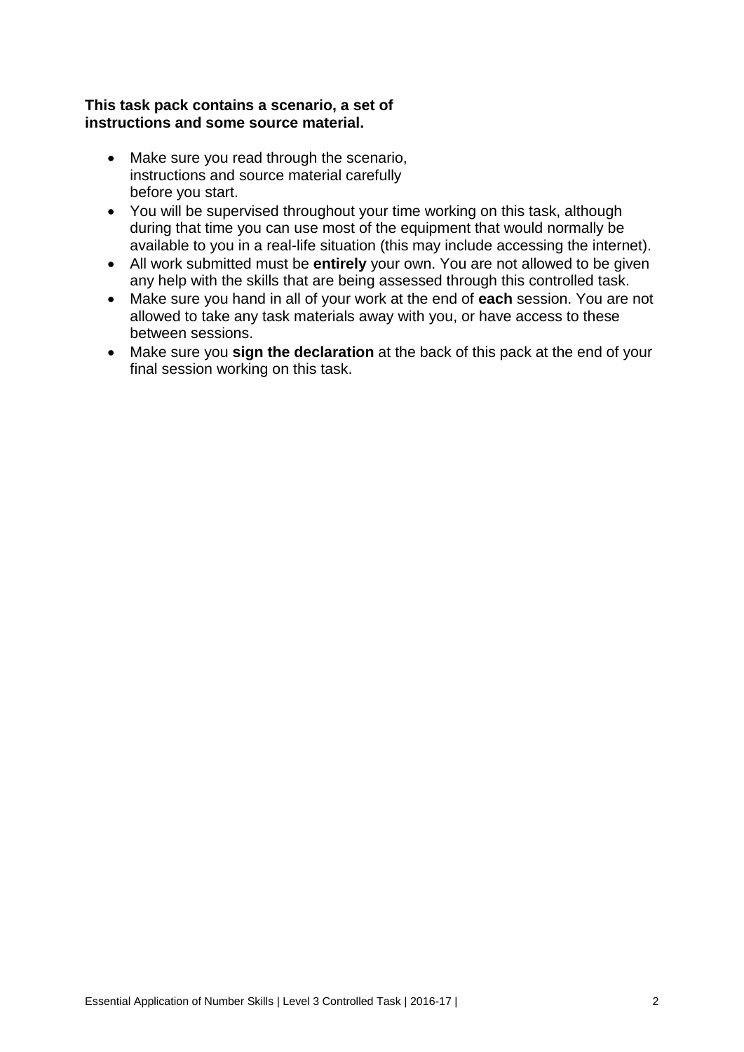**This task pack contains a scenario, a set of instructions and some source material.**

- Make sure you read through the scenario, instructions and source material carefully before you start.
- You will be supervised throughout your time working on this task, although during that time you can use most of the equipment that would normally be available to you in a real-life situation (this may include accessing the internet).
- All work submitted must be **entirely** your own. You are not allowed to be given any help with the skills that are being assessed through this controlled task.
- Make sure you hand in all of your work at the end of **each** session. You are not allowed to take any task materials away with you, or have access to these between sessions.
- Make sure you **sign the declaration** at the back of this pack at the end of your final session working on this task.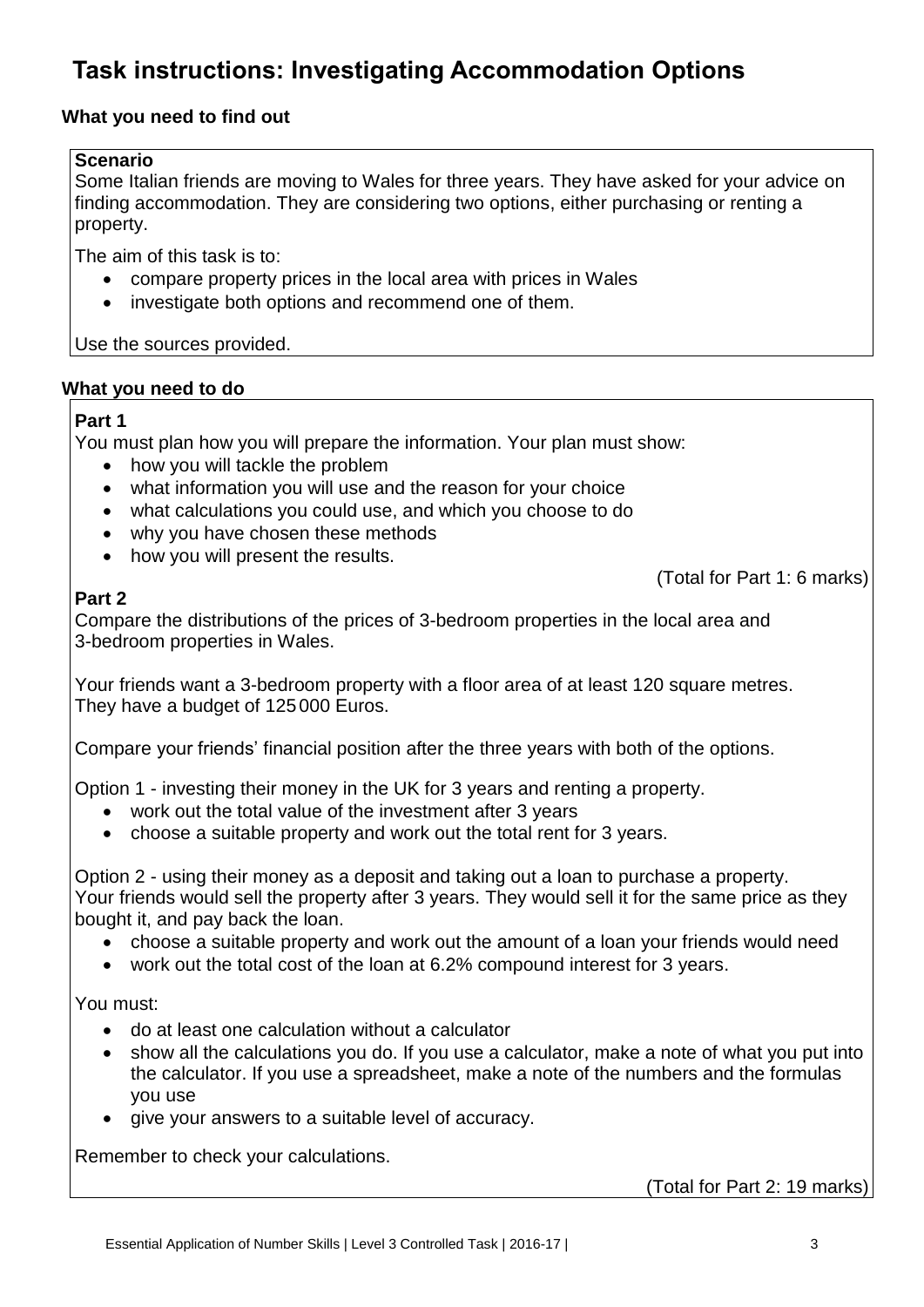# Task instructions: Investigating Accommodation Options

### What you need to find out

**Scenario**

Some Italian friends are moving to Wales for three years. They have asked for your advice on finding accommodation. They are considering two options, either purchasing or renting a property.

The aim of this task is to:

- compare property prices in the local area with prices in Wales
- investigate both options and recommend one of them.

Use the sources provided.

### What you need to do

**Part 1**

You must plan how you will prepare the information. Your plan must show:

- how you will tackle the problem
- what information you will use and the reason for your choice
- what calculations you could use, and which you choose to do
- why you have chosen these methods
- how you will present the results.

(Total for Part 1: 6 marks)

**Part 2**

Compare the distributions of the prices of 3-bedroom properties in the local area and 3-bedroom properties in Wales.

Your friends want a 3-bedroom property with a floor area of at least 120 square metres. They have a budget of 125 000 Euros.

Compare your friends' financial position after the three years with both of the options.

Option 1 - investing their money in the UK for 3 years and renting a property.

- work out the total value of the investment after 3 years
- choose a suitable property and work out the total rent for 3 years.

Option 2 - using their money as a deposit and taking out a loan to purchase a property. Your friends would sell the property after 3 years. They would sell it for the same price as they bought it, and pay back the loan.

- choose a suitable property and work out the amount of a loan your friends would need
- work out the total cost of the loan at 6.2% compound interest for 3 years.

You must:

- do at least one calculation without a calculator
- show all the calculations you do. If you use a calculator, make a note of what you put into the calculator. If you use a spreadsheet, make a note of the numbers and the formulas you use
- give your answers to a suitable level of accuracy.

Remember to check your calculations.

(Total for Part 2: 19 marks)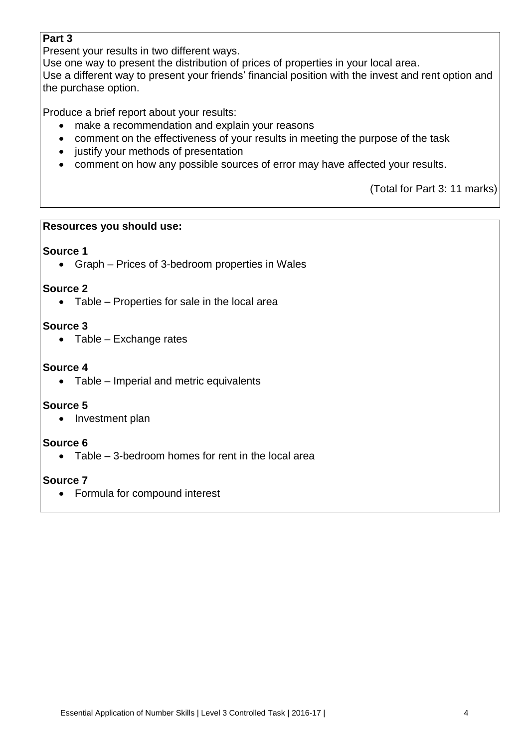**Part 3**

Present your results in two different ways.
Use one way to present the distribution of prices of properties in your local area.
Use a different way to present your friends' financial position with the invest and rent option and the purchase option.

Produce a brief report about your results:

- make a recommendation and explain your reasons
- comment on the effectiveness of your results in meeting the purpose of the task
- justify your methods of presentation
- comment on how any possible sources of error may have affected your results.

(Total for Part 3: 11 marks)

**Resources you should use:**

**Source 1**

- Graph – Prices of 3-bedroom properties in Wales

**Source 2**

- Table – Properties for sale in the local area

**Source 3**

- Table – Exchange rates

**Source 4**

- Table – Imperial and metric equivalents

**Source 5**

- Investment plan

**Source 6**

- Table – 3-bedroom homes for rent in the local area

**Source 7**

- Formula for compound interest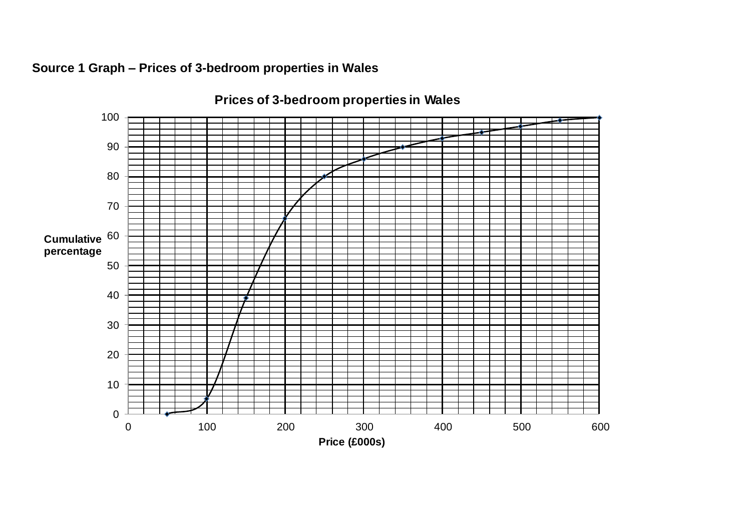**Source 1 Graph – Prices of 3-bedroom properties in Wales**

Prices of 3-bedroom properties in Wales

Cumulative percentage

Price (£000s)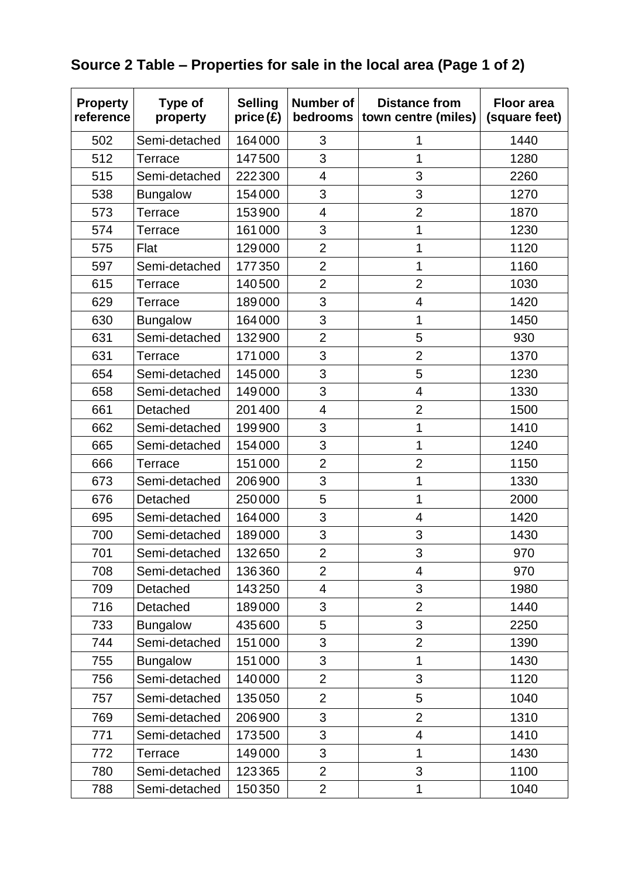## Source 2 Table – Properties for sale in the local area (Page 1 of 2)

| Property reference | Type of property | Selling price (£) | Number of bedrooms | Distance from town centre (miles) | Floor area (square feet) |
|---|---|---|---|---|---|
| 502 | Semi-detached | 164 000 | 3 | 1 | 1440 |
| 512 | Terrace | 147 500 | 3 | 1 | 1280 |
| 515 | Semi-detached | 222 300 | 4 | 3 | 2260 |
| 538 | Bungalow | 154 000 | 3 | 3 | 1270 |
| 573 | Terrace | 153 900 | 4 | 2 | 1870 |
| 574 | Terrace | 161 000 | 3 | 1 | 1230 |
| 575 | Flat | 129 000 | 2 | 1 | 1120 |
| 597 | Semi-detached | 177 350 | 2 | 1 | 1160 |
| 615 | Terrace | 140 500 | 2 | 2 | 1030 |
| 629 | Terrace | 189 000 | 3 | 4 | 1420 |
| 630 | Bungalow | 164 000 | 3 | 1 | 1450 |
| 631 | Semi-detached | 132 900 | 2 | 5 | 930 |
| 631 | Terrace | 171 000 | 3 | 2 | 1370 |
| 654 | Semi-detached | 145 000 | 3 | 5 | 1230 |
| 658 | Semi-detached | 149 000 | 3 | 4 | 1330 |
| 661 | Detached | 201 400 | 4 | 2 | 1500 |
| 662 | Semi-detached | 199 900 | 3 | 1 | 1410 |
| 665 | Semi-detached | 154 000 | 3 | 1 | 1240 |
| 666 | Terrace | 151 000 | 2 | 2 | 1150 |
| 673 | Semi-detached | 206 900 | 3 | 1 | 1330 |
| 676 | Detached | 250 000 | 5 | 1 | 2000 |
| 695 | Semi-detached | 164 000 | 3 | 4 | 1420 |
| 700 | Semi-detached | 189 000 | 3 | 3 | 1430 |
| 701 | Semi-detached | 132 650 | 2 | 3 | 970 |
| 708 | Semi-detached | 136 360 | 2 | 4 | 970 |
| 709 | Detached | 143 250 | 4 | 3 | 1980 |
| 716 | Detached | 189 000 | 3 | 2 | 1440 |
| 733 | Bungalow | 435 600 | 5 | 3 | 2250 |
| 744 | Semi-detached | 151 000 | 3 | 2 | 1390 |
| 755 | Bungalow | 151 000 | 3 | 1 | 1430 |
| 756 | Semi-detached | 140 000 | 2 | 3 | 1120 |
| 757 | Semi-detached | 135 050 | 2 | 5 | 1040 |
| 769 | Semi-detached | 206 900 | 3 | 2 | 1310 |
| 771 | Semi-detached | 173 500 | 3 | 4 | 1410 |
| 772 | Terrace | 149 000 | 3 | 1 | 1430 |
| 780 | Semi-detached | 123 365 | 2 | 3 | 1100 |
| 788 | Semi-detached | 150 350 | 2 | 1 | 1040 |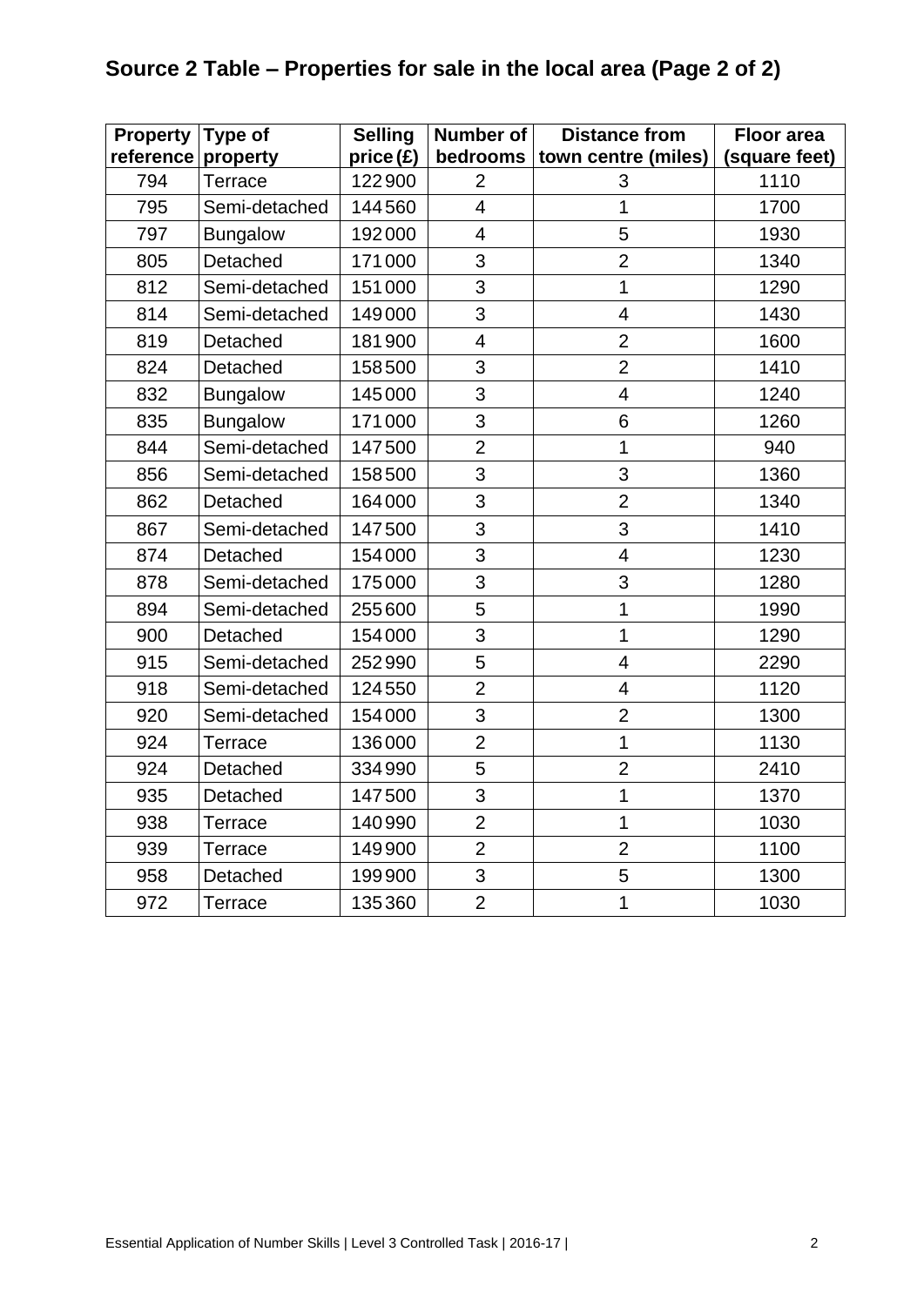## Source 2 Table – Properties for sale in the local area (Page 2 of 2)

| Property reference | Type of property | Selling price (£) | Number of bedrooms | Distance from town centre (miles) | Floor area (square feet) |
|---|---|---|---|---|---|
| 794 | Terrace | 122900 | 2 | 3 | 1110 |
| 795 | Semi-detached | 144560 | 4 | 1 | 1700 |
| 797 | Bungalow | 192000 | 4 | 5 | 1930 |
| 805 | Detached | 171000 | 3 | 2 | 1340 |
| 812 | Semi-detached | 151000 | 3 | 1 | 1290 |
| 814 | Semi-detached | 149000 | 3 | 4 | 1430 |
| 819 | Detached | 181900 | 4 | 2 | 1600 |
| 824 | Detached | 158500 | 3 | 2 | 1410 |
| 832 | Bungalow | 145000 | 3 | 4 | 1240 |
| 835 | Bungalow | 171000 | 3 | 6 | 1260 |
| 844 | Semi-detached | 147500 | 2 | 1 | 940 |
| 856 | Semi-detached | 158500 | 3 | 3 | 1360 |
| 862 | Detached | 164000 | 3 | 2 | 1340 |
| 867 | Semi-detached | 147500 | 3 | 3 | 1410 |
| 874 | Detached | 154000 | 3 | 4 | 1230 |
| 878 | Semi-detached | 175000 | 3 | 3 | 1280 |
| 894 | Semi-detached | 255600 | 5 | 1 | 1990 |
| 900 | Detached | 154000 | 3 | 1 | 1290 |
| 915 | Semi-detached | 252990 | 5 | 4 | 2290 |
| 918 | Semi-detached | 124550 | 2 | 4 | 1120 |
| 920 | Semi-detached | 154000 | 3 | 2 | 1300 |
| 924 | Terrace | 136000 | 2 | 1 | 1130 |
| 924 | Detached | 334990 | 5 | 2 | 2410 |
| 935 | Detached | 147500 | 3 | 1 | 1370 |
| 938 | Terrace | 140990 | 2 | 1 | 1030 |
| 939 | Terrace | 149900 | 2 | 2 | 1100 |
| 958 | Detached | 199900 | 3 | 5 | 1300 |
| 972 | Terrace | 135360 | 2 | 1 | 1030 |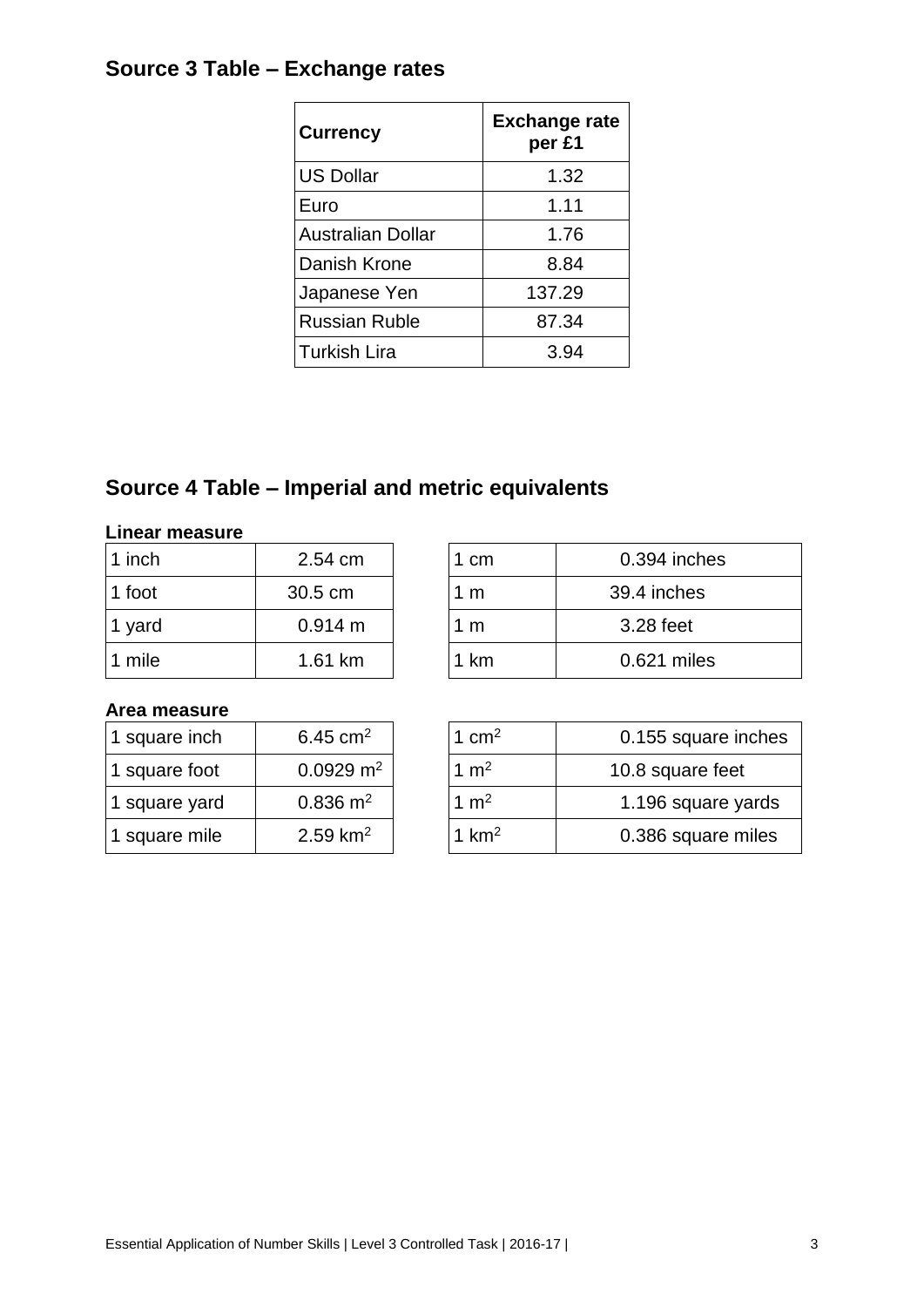## Source 3 Table – Exchange rates

| Currency | Exchange rate per £1 |
|---|---|
| US Dollar | 1.32 |
| Euro | 1.11 |
| Australian Dollar | 1.76 |
| Danish Krone | 8.84 |
| Japanese Yen | 137.29 |
| Russian Ruble | 87.34 |
| Turkish Lira | 3.94 |

## Source 4 Table – Imperial and metric equivalents

**Linear measure**

| | |
|---|---|
| 1 inch | 2.54 cm |
| 1 foot | 30.5 cm |
| 1 yard | 0.914 m |
| 1 mile | 1.61 km |

| | |
|---|---|
| 1 cm | 0.394 inches |
| 1 m | 39.4 inches |
| 1 m | 3.28 feet |
| 1 km | 0.621 miles |

**Area measure**

| | |
|---|---|
| 1 square inch | 6.45 $cm^2$ |
| 1 square foot | 0.0929 $m^2$ |
| 1 square yard | 0.836 $m^2$ |
| 1 square mile | 2.59 $km^2$ |

| | |
|---|---|
| 1 $cm^2$ | 0.155 square inches |
| 1 $m^2$ | 10.8 square feet |
| 1 $m^2$ | 1.196 square yards |
| 1 $km^2$ | 0.386 square miles |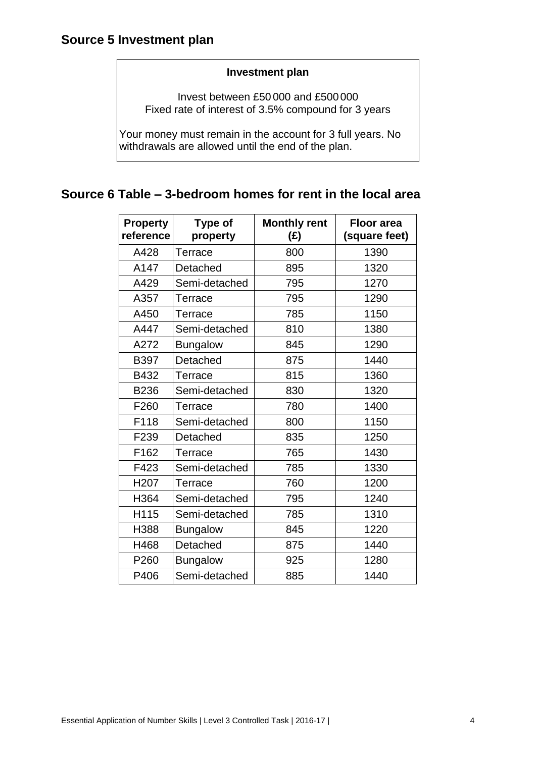## Source 5 Investment plan

**Investment plan**

Invest between £50 000 and £500 000
Fixed rate of interest of 3.5% compound for 3 years

Your money must remain in the account for 3 full years. No withdrawals are allowed until the end of the plan.

## Source 6 Table – 3-bedroom homes for rent in the local area

| Property reference | Type of property | Monthly rent (£) | Floor area (square feet) |
|---|---|---|---|
| A428 | Terrace | 800 | 1390 |
| A147 | Detached | 895 | 1320 |
| A429 | Semi-detached | 795 | 1270 |
| A357 | Terrace | 795 | 1290 |
| A450 | Terrace | 785 | 1150 |
| A447 | Semi-detached | 810 | 1380 |
| A272 | Bungalow | 845 | 1290 |
| B397 | Detached | 875 | 1440 |
| B432 | Terrace | 815 | 1360 |
| B236 | Semi-detached | 830 | 1320 |
| F260 | Terrace | 780 | 1400 |
| F118 | Semi-detached | 800 | 1150 |
| F239 | Detached | 835 | 1250 |
| F162 | Terrace | 765 | 1430 |
| F423 | Semi-detached | 785 | 1330 |
| H207 | Terrace | 760 | 1200 |
| H364 | Semi-detached | 795 | 1240 |
| H115 | Semi-detached | 785 | 1310 |
| H388 | Bungalow | 845 | 1220 |
| H468 | Detached | 875 | 1440 |
| P260 | Bungalow | 925 | 1280 |
| P406 | Semi-detached | 885 | 1440 |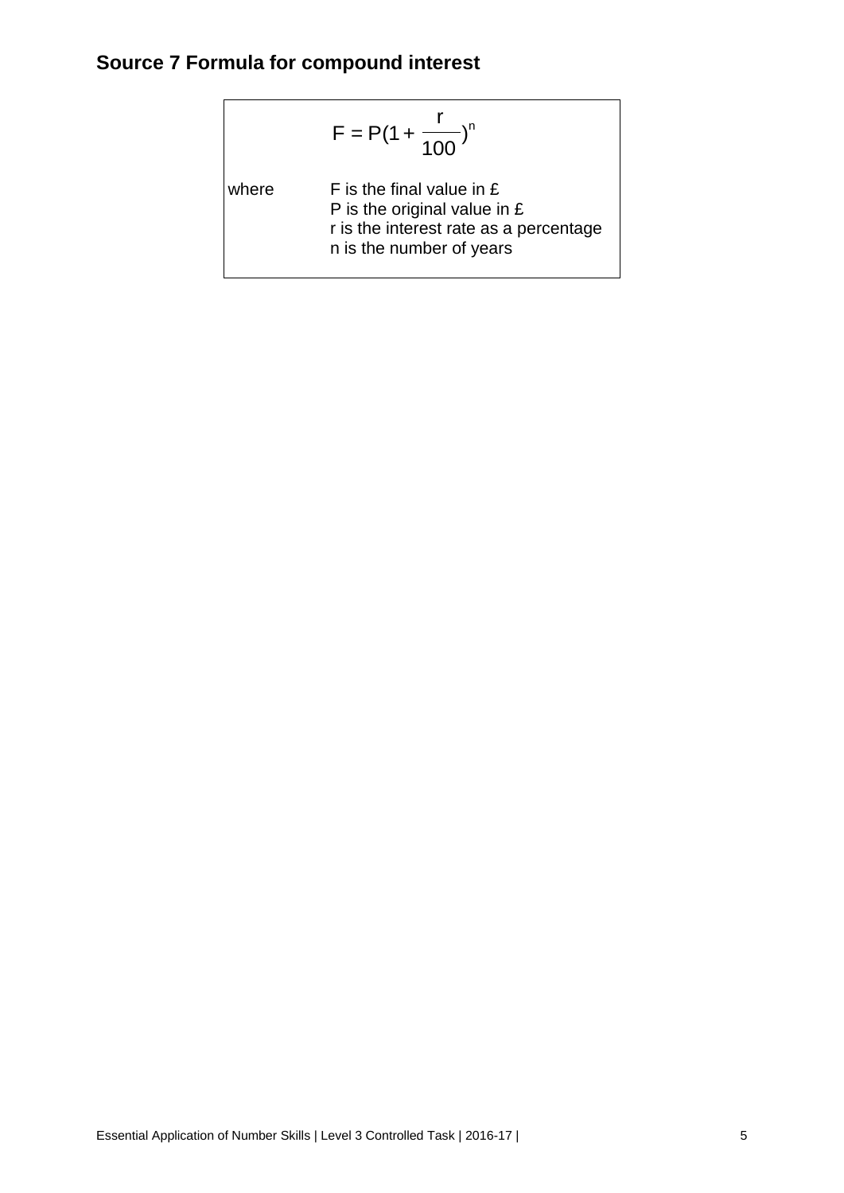## Source 7 Formula for compound interest

$$F = P(1 + \frac{r}{100})^n$$

where

- F is the final value in £
- P is the original value in £
- r is the interest rate as a percentage
- n is the number of years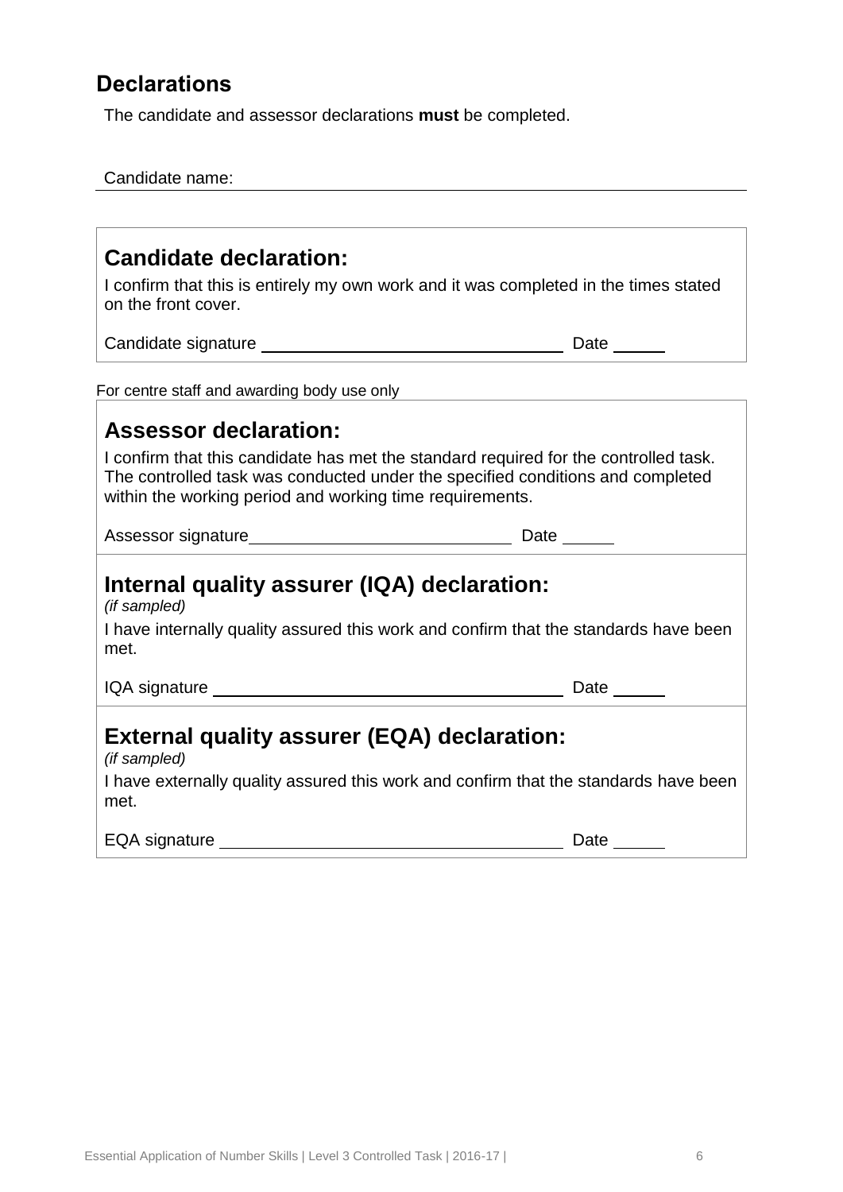## Declarations

The candidate and assessor declarations **must** be completed.

Candidate name: ______________________________

### Candidate declaration:

I confirm that this is entirely my own work and it was completed in the times stated on the front cover.

Candidate signature ______________________________ Date ______

For centre staff and awarding body use only

### Assessor declaration:

I confirm that this candidate has met the standard required for the controlled task. The controlled task was conducted under the specified conditions and completed within the working period and working time requirements.

Assessor signature ______________________________ Date ______

### Internal quality assurer (IQA) declaration:

*(if sampled)*

I have internally quality assured this work and confirm that the standards have been met.

IQA signature ______________________________ Date ______

### External quality assurer (EQA) declaration:

*(if sampled)*

I have externally quality assured this work and confirm that the standards have been met.

EQA signature ______________________________ Date ______